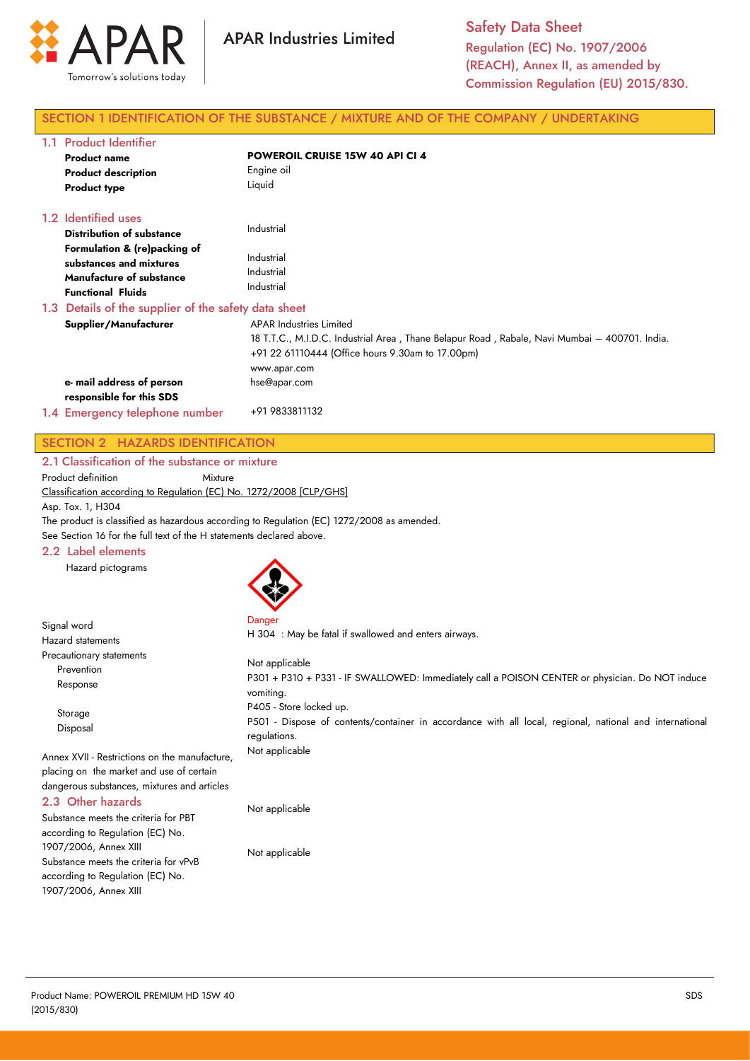APAR Industries Limited

**Safety Data Sheet**
Regulation (EC) No. 1907/2006 (REACH), Annex II, as amended by Commission Regulation (EU) 2015/830.

## SECTION 1 IDENTIFICATION OF THE SUBSTANCE / MIXTURE AND OF THE COMPANY / UNDERTAKING

### 1.1 Product Identifier

| | |
|---|---|
| **Product name** | **POWEROIL CRUISE 15W 40 API CI 4** |
| **Product description** | Engine oil |
| **Product type** | Liquid |

### 1.2 Identified uses

| | |
|---|---|
| **Distribution of substance** | Industrial |
| **Formulation & (re)packing of substances and mixtures** | Industrial |
| **Manufacture of substance** | Industrial |
| **Functional Fluids** | Industrial |

### 1.3 Details of the supplier of the safety data sheet

| | |
|---|---|
| **Supplier/Manufacturer** | APAR Industries Limited<br>18 T.T.C., M.I.D.C. Industrial Area , Thane Belapur Road , Rabale, Navi Mumbai – 400701. India.<br>+91 22 61110444 (Office hours 9.30am to 17.00pm)<br>www.apar.com |
| **e- mail address of person responsible for this SDS** | hse@apar.com |

### 1.4 Emergency telephone number

+91 9833811132

## SECTION 2 HAZARDS IDENTIFICATION

### 2.1 Classification of the substance or mixture

Product definition Mixture

Classification according to Regulation (EC) No. 1272/2008 [CLP/GHS]

Asp. Tox. 1, H304

The product is classified as hazardous according to Regulation (EC) 1272/2008 as amended.

See Section 16 for the full text of the H statements declared above.

### 2.2 Label elements

Hazard pictograms

| | |
|---|---|
| Signal word | Danger |
| Hazard statements | H 304 : May be fatal if swallowed and enters airways. |
| Precautionary statements | |
| Prevention | Not applicable |
| Response | P301 + P310 + P331 - IF SWALLOWED: Immediately call a POISON CENTER or physician. Do NOT induce vomiting. |
| Storage | P405 - Store locked up. |
| Disposal | P501 - Dispose of contents/container in accordance with all local, regional, national and international regulations. |
| Annex XVII - Restrictions on the manufacture, placing on the market and use of certain dangerous substances, mixtures and articles | Not applicable |

### 2.3 Other hazards

| | |
|---|---|
| Substance meets the criteria for PBT according to Regulation (EC) No. 1907/2006, Annex XIII | Not applicable |
| Substance meets the criteria for vPvB according to Regulation (EC) No. 1907/2006, Annex XIII | Not applicable |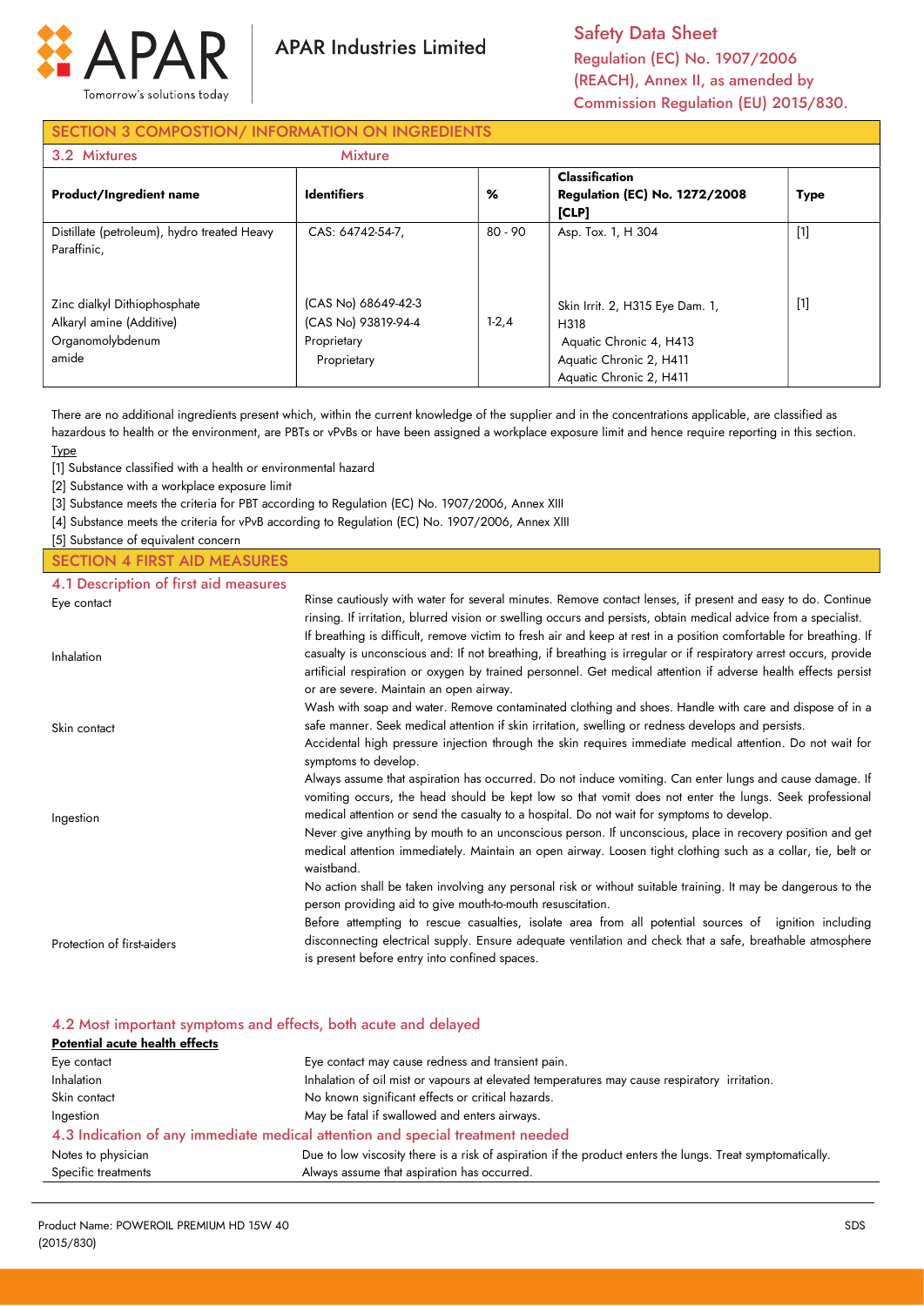## SECTION 3 COMPOSTION/ INFORMATION ON INGREDIENTS

### 3.2 Mixtures — Mixture

| Product/Ingredient name | Identifiers | % | Classification Regulation (EC) No. 1272/2008 [CLP] | Type |
|---|---|---|---|---|
| Distillate (petroleum), hydro treated Heavy Paraffinic, | CAS: 64742-54-7, | 80 - 90 | Asp. Tox. 1, H 304 | [1] |
| Zinc dialkyl Dithiophosphate<br>Alkaryl amine (Additive)<br>Organomolybdenum<br>amide | (CAS No) 68649-42-3<br>(CAS No) 93819-94-4<br>Proprietary<br>Proprietary | 1-2,4 | Skin Irrit. 2, H315 Eye Dam. 1, H318<br>Aquatic Chronic 4, H413<br>Aquatic Chronic 2, H411<br>Aquatic Chronic 2, H411 | [1] |

There are no additional ingredients present which, within the current knowledge of the supplier and in the concentrations applicable, are classified as hazardous to health or the environment, are PBTs or vPvBs or have been assigned a workplace exposure limit and hence require reporting in this section.

Type

[1] Substance classified with a health or environmental hazard

[2] Substance with a workplace exposure limit

[3] Substance meets the criteria for PBT according to Regulation (EC) No. 1907/2006, Annex XIII

[4] Substance meets the criteria for vPvB according to Regulation (EC) No. 1907/2006, Annex XIII

[5] Substance of equivalent concern

## SECTION 4 FIRST AID MEASURES

### 4.1 Description of first aid measures

| | |
|---|---|
| Eye contact | Rinse cautiously with water for several minutes. Remove contact lenses, if present and easy to do. Continue rinsing. If irritation, blurred vision or swelling occurs and persists, obtain medical advice from a specialist. |
| Inhalation | If breathing is difficult, remove victim to fresh air and keep at rest in a position comfortable for breathing. If casualty is unconscious and: If not breathing, if breathing is irregular or if respiratory arrest occurs, provide artificial respiration or oxygen by trained personnel. Get medical attention if adverse health effects persist or are severe. Maintain an open airway. |
| Skin contact | Wash with soap and water. Remove contaminated clothing and shoes. Handle with care and dispose of in a safe manner. Seek medical attention if skin irritation, swelling or redness develops and persists.<br>Accidental high pressure injection through the skin requires immediate medical attention. Do not wait for symptoms to develop. |
| Ingestion | Always assume that aspiration has occurred. Do not induce vomiting. Can enter lungs and cause damage. If vomiting occurs, the head should be kept low so that vomit does not enter the lungs. Seek professional medical attention or send the casualty to a hospital. Do not wait for symptoms to develop.<br>Never give anything by mouth to an unconscious person. If unconscious, place in recovery position and get medical attention immediately. Maintain an open airway. Loosen tight clothing such as a collar, tie, belt or waistband. |
| Protection of first-aiders | No action shall be taken involving any personal risk or without suitable training. It may be dangerous to the person providing aid to give mouth-to-mouth resuscitation.<br>Before attempting to rescue casualties, isolate area from all potential sources of ignition including disconnecting electrical supply. Ensure adequate ventilation and check that a safe, breathable atmosphere is present before entry into confined spaces. |

### 4.2 Most important symptoms and effects, both acute and delayed

**Potential acute health effects**

| | |
|---|---|
| Eye contact | Eye contact may cause redness and transient pain. |
| Inhalation | Inhalation of oil mist or vapours at elevated temperatures may cause respiratory irritation. |
| Skin contact | No known significant effects or critical hazards. |
| Ingestion | May be fatal if swallowed and enters airways. |

### 4.3 Indication of any immediate medical attention and special treatment needed

| | |
|---|---|
| Notes to physician | Due to low viscosity there is a risk of aspiration if the product enters the lungs. Treat symptomatically. |
| Specific treatments | Always assume that aspiration has occurred. |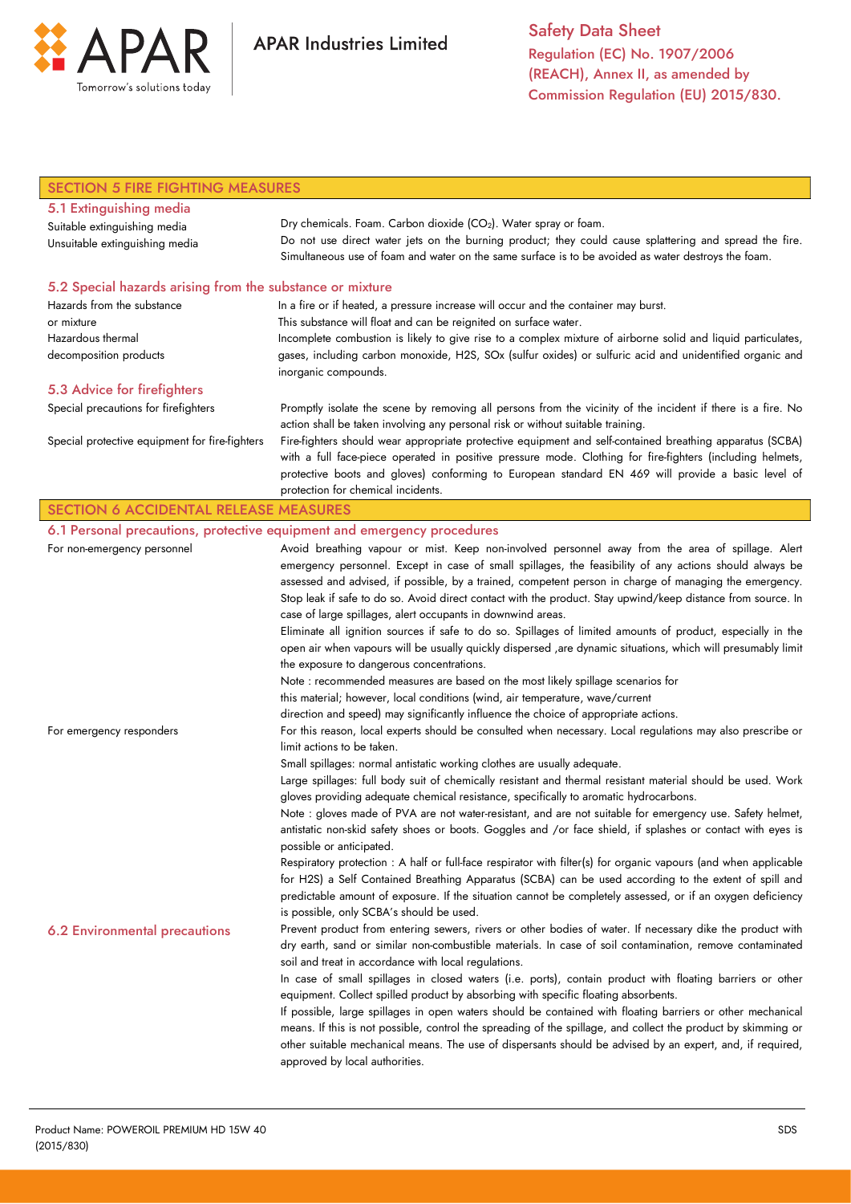## SECTION 5 FIRE FIGHTING MEASURES

### 5.1 Extinguishing media

| | |
|---|---|
| Suitable extinguishing media | Dry chemicals. Foam. Carbon dioxide ($CO_2$). Water spray or foam. |
| Unsuitable extinguishing media | Do not use direct water jets on the burning product; they could cause splattering and spread the fire. Simultaneous use of foam and water on the same surface is to be avoided as water destroys the foam. |

### 5.2 Special hazards arising from the substance or mixture

| | |
|---|---|
| Hazards from the substance or mixture | In a fire or if heated, a pressure increase will occur and the container may burst. This substance will float and can be reignited on surface water. |
| Hazardous thermal decomposition products | Incomplete combustion is likely to give rise to a complex mixture of airborne solid and liquid particulates, gases, including carbon monoxide, $H_2S$, SOx (sulfur oxides) or sulfuric acid and unidentified organic and inorganic compounds. |

### 5.3 Advice for firefighters

| | |
|---|---|
| Special precautions for firefighters | Promptly isolate the scene by removing all persons from the vicinity of the incident if there is a fire. No action shall be taken involving any personal risk or without suitable training. |
| Special protective equipment for fire-fighters | Fire-fighters should wear appropriate protective equipment and self-contained breathing apparatus (SCBA) with a full face-piece operated in positive pressure mode. Clothing for fire-fighters (including helmets, protective boots and gloves) conforming to European standard EN 469 will provide a basic level of protection for chemical incidents. |

## SECTION 6 ACCIDENTAL RELEASE MEASURES

### 6.1 Personal precautions, protective equipment and emergency procedures

**For non-emergency personnel**

Avoid breathing vapour or mist. Keep non-involved personnel away from the area of spillage. Alert emergency personnel. Except in case of small spillages, the feasibility of any actions should always be assessed and advised, if possible, by a trained, competent person in charge of managing the emergency. Stop leak if safe to do so. Avoid direct contact with the product. Stay upwind/keep distance from source. In case of large spillages, alert occupants in downwind areas.

Eliminate all ignition sources if safe to do so. Spillages of limited amounts of product, especially in the open air when vapours will be usually quickly dispersed ,are dynamic situations, which will presumably limit the exposure to dangerous concentrations.

Note : recommended measures are based on the most likely spillage scenarios for this material; however, local conditions (wind, air temperature, wave/current direction and speed) may significantly influence the choice of appropriate actions.

**For emergency responders**

For this reason, local experts should be consulted when necessary. Local regulations may also prescribe or limit actions to be taken.

Small spillages: normal antistatic working clothes are usually adequate.

Large spillages: full body suit of chemically resistant and thermal resistant material should be used. Work gloves providing adequate chemical resistance, specifically to aromatic hydrocarbons.

Note : gloves made of PVA are not water-resistant, and are not suitable for emergency use. Safety helmet, antistatic non-skid safety shoes or boots. Goggles and /or face shield, if splashes or contact with eyes is possible or anticipated.

Respiratory protection : A half or full-face respirator with filter(s) for organic vapours (and when applicable for $H_2S$) a Self Contained Breathing Apparatus (SCBA) can be used according to the extent of spill and predictable amount of exposure. If the situation cannot be completely assessed, or if an oxygen deficiency is possible, only SCBA's should be used.

### 6.2 Environmental precautions

Prevent product from entering sewers, rivers or other bodies of water. If necessary dike the product with dry earth, sand or similar non-combustible materials. In case of soil contamination, remove contaminated soil and treat in accordance with local regulations.

In case of small spillages in closed waters (i.e. ports), contain product with floating barriers or other equipment. Collect spilled product by absorbing with specific floating absorbents.

If possible, large spillages in open waters should be contained with floating barriers or other mechanical means. If this is not possible, control the spreading of the spillage, and collect the product by skimming or other suitable mechanical means. The use of dispersants should be advised by an expert, and, if required, approved by local authorities.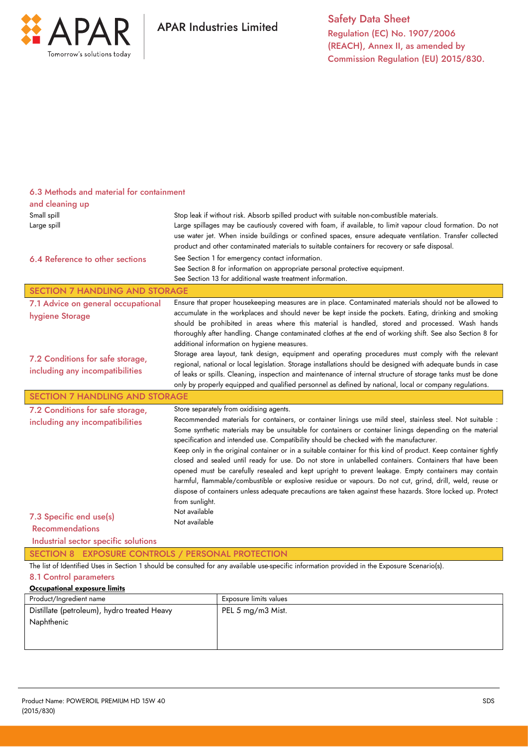### 6.3 Methods and material for containment and cleaning up

**Small spill**
Stop leak if without risk. Absorb spilled product with suitable non-combustible materials.

**Large spill**
Large spillages may be cautiously covered with foam, if available, to limit vapour cloud formation. Do not use water jet. When inside buildings or confined spaces, ensure adequate ventilation. Transfer collected product and other contaminated materials to suitable containers for recovery or safe disposal.

### 6.4 Reference to other sections

See Section 1 for emergency contact information.
See Section 8 for information on appropriate personal protective equipment.
See Section 13 for additional waste treatment information.

## SECTION 7 HANDLING AND STORAGE

### 7.1 Advice on general occupational hygiene Storage

Ensure that proper housekeeping measures are in place. Contaminated materials should not be allowed to accumulate in the workplaces and should never be kept inside the pockets. Eating, drinking and smoking should be prohibited in areas where this material is handled, stored and processed. Wash hands thoroughly after handling. Change contaminated clothes at the end of working shift. See also Section 8 for additional information on hygiene measures.

### 7.2 Conditions for safe storage, including any incompatibilities

Storage area layout, tank design, equipment and operating procedures must comply with the relevant regional, national or local legislation. Storage installations should be designed with adequate bunds in case of leaks or spills. Cleaning, inspection and maintenance of internal structure of storage tanks must be done only by properly equipped and qualified personnel as defined by national, local or company regulations.

## SECTION 7 HANDLING AND STORAGE

### 7.2 Conditions for safe storage, including any incompatibilities

Store separately from oxidising agents.
Recommended materials for containers, or container linings use mild steel, stainless steel. Not suitable : Some synthetic materials may be unsuitable for containers or container linings depending on the material specification and intended use. Compatibility should be checked with the manufacturer.
Keep only in the original container or in a suitable container for this kind of product. Keep container tightly closed and sealed until ready for use. Do not store in unlabelled containers. Containers that have been opened must be carefully resealed and kept upright to prevent leakage. Empty containers may contain harmful, flammable/combustible or explosive residue or vapours. Do not cut, grind, drill, weld, reuse or dispose of containers unless adequate precautions are taken against these hazards. Store locked up. Protect from sunlight.

### 7.3 Specific end use(s)

**Recommendations**
Not available

**Industrial sector specific solutions**
Not available

## SECTION 8 EXPOSURE CONTROLS / PERSONAL PROTECTION

The list of Identified Uses in Section 1 should be consulted for any available use-specific information provided in the Exposure Scenario(s).

### 8.1 Control parameters

**Occupational exposure limits**

| Product/Ingredient name | Exposure limits values |
|---|---|
| Distillate (petroleum), hydro treated Heavy Naphthenic | PEL 5 mg/m3 Mist. |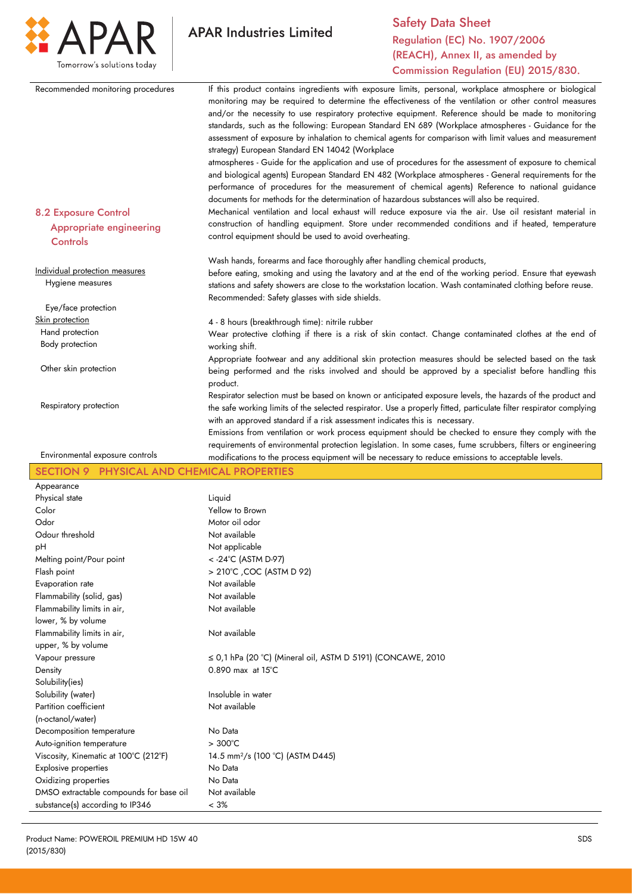| | |
|---|---|
| Recommended monitoring procedures | If this product contains ingredients with exposure limits, personal, workplace atmosphere or biological monitoring may be required to determine the effectiveness of the ventilation or other control measures and/or the necessity to use respiratory protective equipment. Reference should be made to monitoring standards, such as the following: European Standard EN 689 (Workplace atmospheres - Guidance for the assessment of exposure by inhalation to chemical agents for comparison with limit values and measurement strategy) European Standard EN 14042 (Workplace atmospheres - Guide for the application and use of procedures for the assessment of exposure to chemical and biological agents) European Standard EN 482 (Workplace atmospheres - General requirements for the performance of procedures for the measurement of chemical agents) Reference to national guidance documents for methods for the determination of hazardous substances will also be required. |

## 8.2 Exposure Control

| | |
|---|---|
| Appropriate engineering Controls | Mechanical ventilation and local exhaust will reduce exposure via the air. Use oil resistant material in construction of handling equipment. Store under recommended conditions and if heated, temperature control equipment should be used to avoid overheating. |
| Individual protection measures | |
| Hygiene measures | Wash hands, forearms and face thoroughly after handling chemical products, before eating, smoking and using the lavatory and at the end of the working period. Ensure that eyewash stations and safety showers are close to the workstation location. Wash contaminated clothing before reuse. |
| Eye/face protection | Recommended: Safety glasses with side shields. |
| Skin protection | |
| Hand protection | 4 - 8 hours (breakthrough time): nitrile rubber |
| Body protection | Wear protective clothing if there is a risk of skin contact. Change contaminated clothes at the end of working shift. |
| Other skin protection | Appropriate footwear and any additional skin protection measures should be selected based on the task being performed and the risks involved and should be approved by a specialist before handling this product. |
| Respiratory protection | Respirator selection must be based on known or anticipated exposure levels, the hazards of the product and the safe working limits of the selected respirator. Use a properly fitted, particulate filter respirator complying with an approved standard if a risk assessment indicates this is necessary. |
| Environmental exposure controls | Emissions from ventilation or work process equipment should be checked to ensure they comply with the requirements of environmental protection legislation. In some cases, fume scrubbers, filters or engineering modifications to the process equipment will be necessary to reduce emissions to acceptable levels. |

## SECTION 9 PHYSICAL AND CHEMICAL PROPERTIES

| | |
|---|---|
| Appearance | |
| Physical state | Liquid |
| Color | Yellow to Brown |
| Odor | Motor oil odor |
| Odour threshold | Not available |
| pH | Not applicable |
| Melting point/Pour point | < -24°C (ASTM D-97) |
| Flash point | > 210°C ,COC (ASTM D 92) |
| Evaporation rate | Not available |
| Flammability (solid, gas) | Not available |
| Flammability limits in air, lower, % by volume | Not available |
| Flammability limits in air, upper, % by volume | Not available |
| Vapour pressure | ≤ 0,1 hPa (20 °C) (Mineral oil, ASTM D 5191) (CONCAWE, 2010 |
| Density | 0.890 max at 15°C |
| Solubility(ies) | |
| Solubility (water) | Insoluble in water |
| Partition coefficient (n-octanol/water) | Not available |
| Decomposition temperature | No Data |
| Auto-ignition temperature | > 300°C |
| Viscosity, Kinematic at 100°C (212°F) | 14.5 $mm^2/s$ (100 °C) (ASTM D445) |
| Explosive properties | No Data |
| Oxidizing properties | No Data |
| DMSO extractable compounds for base oil substance(s) according to IP346 | Not available < 3% |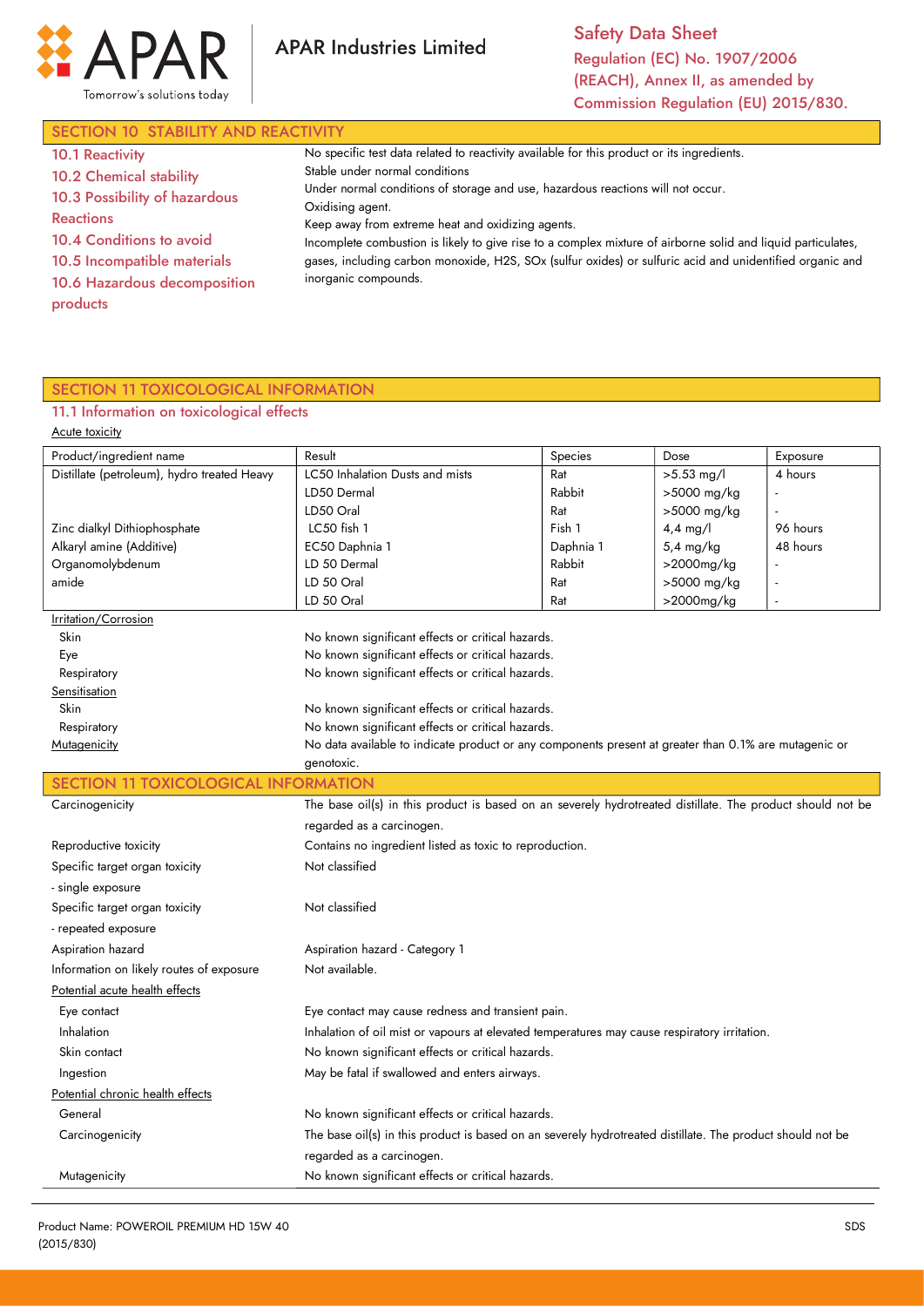## SECTION 10 STABILITY AND REACTIVITY

| | |
|---|---|
| 10.1 Reactivity | No specific test data related to reactivity available for this product or its ingredients. |
| 10.2 Chemical stability | Stable under normal conditions |
| 10.3 Possibility of hazardous Reactions | Under normal conditions of storage and use, hazardous reactions will not occur. |
| 10.4 Conditions to avoid | Oxidising agent. |
| 10.5 Incompatible materials | Keep away from extreme heat and oxidizing agents. |
| 10.6 Hazardous decomposition products | Incomplete combustion is likely to give rise to a complex mixture of airborne solid and liquid particulates, gases, including carbon monoxide, H2S, SOx (sulfur oxides) or sulfuric acid and unidentified organic and inorganic compounds. |

## SECTION 11 TOXICOLOGICAL INFORMATION

### 11.1 Information on toxicological effects

Acute toxicity

| Product/ingredient name | Result | Species | Dose | Exposure |
|---|---|---|---|---|
| Distillate (petroleum), hydro treated Heavy | LC50 Inhalation Dusts and mists | Rat | >5.53 mg/l | 4 hours |
| | LD50 Dermal | Rabbit | >5000 mg/kg | - |
| | LD50 Oral | Rat | >5000 mg/kg | - |
| Zinc dialkyl Dithiophosphate | LC50 fish 1 | Fish 1 | 4,4 mg/l | 96 hours |
| Alkaryl amine (Additive) | EC50 Daphnia 1 | Daphnia 1 | 5,4 mg/kg | 48 hours |
| Organomolybdenum | LD 50 Dermal | Rabbit | >2000mg/kg | - |
| amide | LD 50 Oral | Rat | >5000 mg/kg | - |
| | LD 50 Oral | Rat | >2000mg/kg | - |

Irritation/Corrosion

| | |
|---|---|
| Skin | No known significant effects or critical hazards. |
| Eye | No known significant effects or critical hazards. |
| Respiratory | No known significant effects or critical hazards. |

Sensitisation

| | |
|---|---|
| Skin | No known significant effects or critical hazards. |
| Respiratory | No known significant effects or critical hazards. |
| Mutagenicity | No data available to indicate product or any components present at greater than 0.1% are mutagenic or genotoxic. |

## SECTION 11 TOXICOLOGICAL INFORMATION

| | |
|---|---|
| Carcinogenicity | The base oil(s) in this product is based on an severely hydrotreated distillate. The product should not be regarded as a carcinogen. |
| Reproductive toxicity | Contains no ingredient listed as toxic to reproduction. |
| Specific target organ toxicity - single exposure | Not classified |
| Specific target organ toxicity - repeated exposure | Not classified |
| Aspiration hazard | Aspiration hazard - Category 1 |
| Information on likely routes of exposure | Not available. |

Potential acute health effects

| | |
|---|---|
| Eye contact | Eye contact may cause redness and transient pain. |
| Inhalation | Inhalation of oil mist or vapours at elevated temperatures may cause respiratory irritation. |
| Skin contact | No known significant effects or critical hazards. |
| Ingestion | May be fatal if swallowed and enters airways. |

Potential chronic health effects

| | |
|---|---|
| General | No known significant effects or critical hazards. |
| Carcinogenicity | The base oil(s) in this product is based on an severely hydrotreated distillate. The product should not be regarded as a carcinogen. |
| Mutagenicity | No known significant effects or critical hazards. |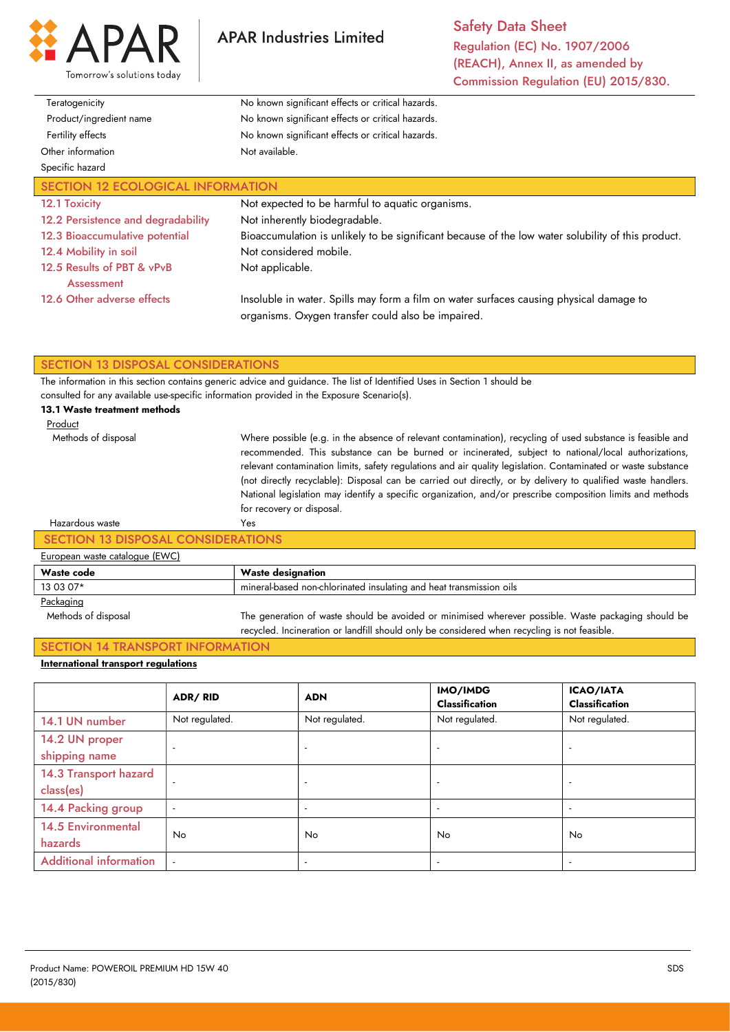| | |
|---|---|
| Teratogenicity | No known significant effects or critical hazards. |
| Product/ingredient name | No known significant effects or critical hazards. |
| Fertility effects | No known significant effects or critical hazards. |
| Other information | Not available. |
| Specific hazard | |

## SECTION 12 ECOLOGICAL INFORMATION

| | |
|---|---|
| 12.1 Toxicity | Not expected to be harmful to aquatic organisms. |
| 12.2 Persistence and degradability | Not inherently biodegradable. |
| 12.3 Bioaccumulative potential | Bioaccumulation is unlikely to be significant because of the low water solubility of this product. |
| 12.4 Mobility in soil | Not considered mobile. |
| 12.5 Results of PBT & vPvB Assessment | Not applicable. |
| 12.6 Other adverse effects | Insoluble in water. Spills may form a film on water surfaces causing physical damage to organisms. Oxygen transfer could also be impaired. |

## SECTION 13 DISPOSAL CONSIDERATIONS

The information in this section contains generic advice and guidance. The list of Identified Uses in Section 1 should be consulted for any available use-specific information provided in the Exposure Scenario(s).

**13.1 Waste treatment methods**

Product

| | |
|---|---|
| Methods of disposal | Where possible (e.g. in the absence of relevant contamination), recycling of used substance is feasible and recommended. This substance can be burned or incinerated, subject to national/local authorizations, relevant contamination limits, safety regulations and air quality legislation. Contaminated or waste substance (not directly recyclable): Disposal can be carried out directly, or by delivery to qualified waste handlers. National legislation may identify a specific organization, and/or prescribe composition limits and methods for recovery or disposal. |
| Hazardous waste | Yes |

## SECTION 13 DISPOSAL CONSIDERATIONS

European waste catalogue (EWC)

| Waste code | Waste designation |
|---|---|
| 13 03 07* | mineral-based non-chlorinated insulating and heat transmission oils |

Packaging

| | |
|---|---|
| Methods of disposal | The generation of waste should be avoided or minimised wherever possible. Waste packaging should be recycled. Incineration or landfill should only be considered when recycling is not feasible. |

## SECTION 14 TRANSPORT INFORMATION

**International transport regulations**

| | ADR/ RID | ADN | IMO/IMDG Classification | ICAO/IATA Classification |
|---|---|---|---|---|
| 14.1 UN number | Not regulated. | Not regulated. | Not regulated. | Not regulated. |
| 14.2 UN proper shipping name | - | - | - | - |
| 14.3 Transport hazard class(es) | - | - | - | - |
| 14.4 Packing group | - | - | - | - |
| 14.5 Environmental hazards | No | No | No | No |
| Additional information | - | - | - | - |

Product Name: POWEROIL PREMIUM HD 15W 40 (2015/830)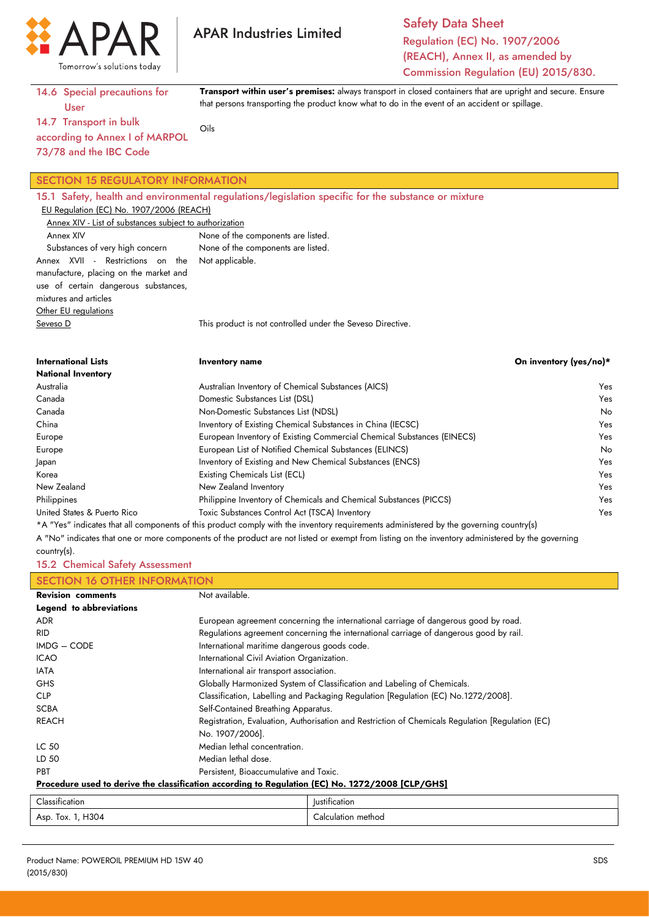**14.6 Special precautions for User**

**Transport within user's premises:** always transport in closed containers that are upright and secure. Ensure that persons transporting the product know what to do in the event of an accident or spillage.

**14.7 Transport in bulk according to Annex I of MARPOL 73/78 and the IBC Code**

Oils

## SECTION 15 REGULATORY INFORMATION

### 15.1 Safety, health and environmental regulations/legislation specific for the substance or mixture

EU Regulation (EC) No. 1907/2006 (REACH)

Annex XIV - List of substances subject to authorization

| | |
|---|---|
| Annex XIV | None of the components are listed. |
| Substances of very high concern | None of the components are listed. |
| Annex XVII - Restrictions on the manufacture, placing on the market and use of certain dangerous substances, mixtures and articles | Not applicable. |

Other EU regulations

| | |
|---|---|
| Seveso D | This product is not controlled under the Seveso Directive. |

| International Lists<br>National Inventory | Inventory name | On inventory (yes/no)* |
|---|---|---|
| Australia | Australian Inventory of Chemical Substances (AICS) | Yes |
| Canada | Domestic Substances List (DSL) | Yes |
| Canada | Non-Domestic Substances List (NDSL) | No |
| China | Inventory of Existing Chemical Substances in China (IECSC) | Yes |
| Europe | European Inventory of Existing Commercial Chemical Substances (EINECS) | Yes |
| Europe | European List of Notified Chemical Substances (ELINCS) | No |
| Japan | Inventory of Existing and New Chemical Substances (ENCS) | Yes |
| Korea | Existing Chemicals List (ECL) | Yes |
| New Zealand | New Zealand Inventory | Yes |
| Philippines | Philippine Inventory of Chemicals and Chemical Substances (PICCS) | Yes |
| United States & Puerto Rico | Toxic Substances Control Act (TSCA) Inventory | Yes |

*A "Yes" indicates that all components of this product comply with the inventory requirements administered by the governing country(s)

A "No" indicates that one or more components of the product are not listed or exempt from listing on the inventory administered by the governing country(s).

### 15.2 Chemical Safety Assessment

## SECTION 16 OTHER INFORMATION

**Revision comments** Not available.

**Legend to abbreviations**

| | |
|---|---|
| ADR | European agreement concerning the international carriage of dangerous good by road. |
| RID | Regulations agreement concerning the international carriage of dangerous good by rail. |
| IMDG – CODE | International maritime dangerous goods code. |
| ICAO | International Civil Aviation Organization. |
| IATA | International air transport association. |
| GHS | Globally Harmonized System of Classification and Labeling of Chemicals. |
| CLP | Classification, Labelling and Packaging Regulation [Regulation (EC) No.1272/2008]. |
| SCBA | Self-Contained Breathing Apparatus. |
| REACH | Registration, Evaluation, Authorisation and Restriction of Chemicals Regulation [Regulation (EC) No. 1907/2006]. |
| LC 50 | Median lethal concentration. |
| LD 50 | Median lethal dose. |
| PBT | Persistent, Bioaccumulative and Toxic. |

**Procedure used to derive the classification according to Regulation (EC) No. 1272/2008 [CLP/GHS]**

| Classification | Justification |
|---|---|
| Asp. Tox. 1, H304 | Calculation method |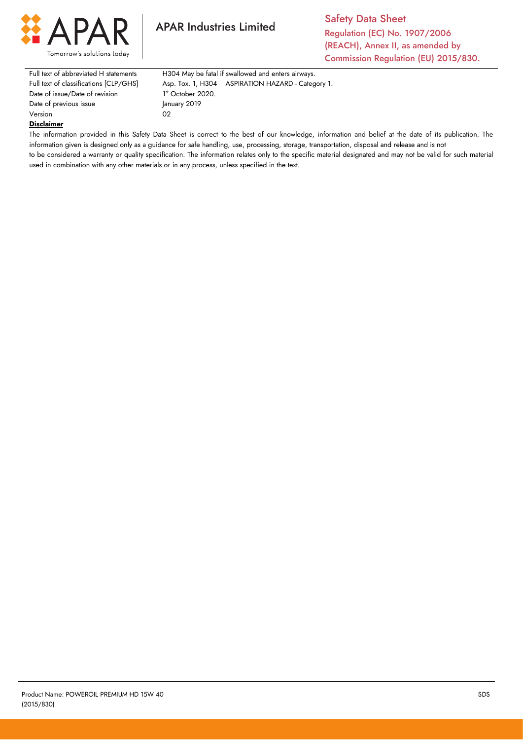| | |
| --- | --- |
| Full text of abbreviated H statements | H304 May be fatal if swallowed and enters airways. |
| Full text of classifications [CLP/GHS] | Asp. Tox. 1, H304 ASPIRATION HAZARD - Category 1. |
| Date of issue/Date of revision | 1st October 2020. |
| Date of previous issue | January 2019 |
| Version | 02 |

**Disclaimer**

The information provided in this Safety Data Sheet is correct to the best of our knowledge, information and belief at the date of its publication. The information given is designed only as a guidance for safe handling, use, processing, storage, transportation, disposal and release and is not to be considered a warranty or quality specification. The information relates only to the specific material designated and may not be valid for such material used in combination with any other materials or in any process, unless specified in the text.